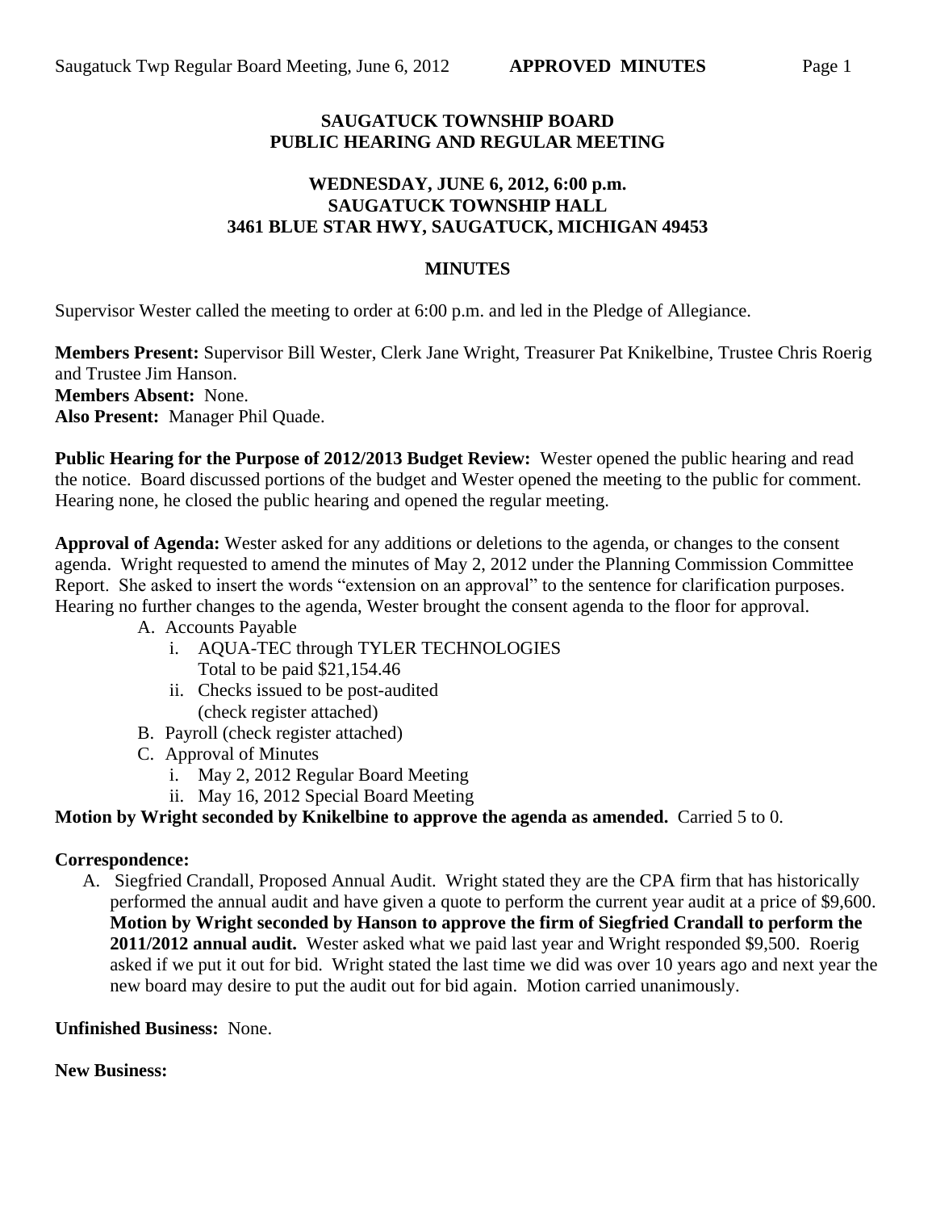**SAUGATUCK TOWNSHIP BOARD**
**PUBLIC HEARING AND REGULAR MEETING**

**WEDNESDAY, JUNE 6, 2012, 6:00 p.m.**
**SAUGATUCK TOWNSHIP HALL**
**3461 BLUE STAR HWY, SAUGATUCK, MICHIGAN 49453**

# MINUTES

Supervisor Wester called the meeting to order at 6:00 p.m. and led in the Pledge of Allegiance.

**Members Present:** Supervisor Bill Wester, Clerk Jane Wright, Treasurer Pat Knikelbine, Trustee Chris Roerig and Trustee Jim Hanson.
**Members Absent:** None.
**Also Present:** Manager Phil Quade.

**Public Hearing for the Purpose of 2012/2013 Budget Review:** Wester opened the public hearing and read the notice. Board discussed portions of the budget and Wester opened the meeting to the public for comment. Hearing none, he closed the public hearing and opened the regular meeting.

**Approval of Agenda:** Wester asked for any additions or deletions to the agenda, or changes to the consent agenda. Wright requested to amend the minutes of May 2, 2012 under the Planning Commission Committee Report. She asked to insert the words "extension on an approval" to the sentence for clarification purposes. Hearing no further changes to the agenda, Wester brought the consent agenda to the floor for approval.

- A. Accounts Payable
  - i. AQUA-TEC through TYLER TECHNOLOGIES
    Total to be paid $21,154.46
  - ii. Checks issued to be post-audited
    (check register attached)
- B. Payroll (check register attached)
- C. Approval of Minutes
  - i. May 2, 2012 Regular Board Meeting
  - ii. May 16, 2012 Special Board Meeting

**Motion by Wright seconded by Knikelbine to approve the agenda as amended.** Carried 5 to 0.

**Correspondence:**

A. Siegfried Crandall, Proposed Annual Audit. Wright stated they are the CPA firm that has historically performed the annual audit and have given a quote to perform the current year audit at a price of $9,600. **Motion by Wright seconded by Hanson to approve the firm of Siegfried Crandall to perform the 2011/2012 annual audit.** Wester asked what we paid last year and Wright responded $9,500. Roerig asked if we put it out for bid. Wright stated the last time we did was over 10 years ago and next year the new board may desire to put the audit out for bid again. Motion carried unanimously.

**Unfinished Business:** None.

**New Business:**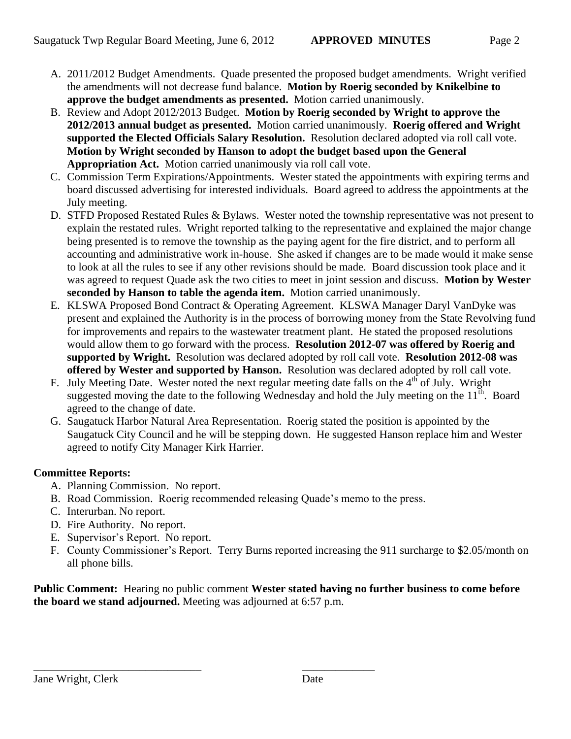A. 2011/2012 Budget Amendments. Quade presented the proposed budget amendments. Wright verified the amendments will not decrease fund balance. **Motion by Roerig seconded by Knikelbine to approve the budget amendments as presented.** Motion carried unanimously.
B. Review and Adopt 2012/2013 Budget. **Motion by Roerig seconded by Wright to approve the 2012/2013 annual budget as presented.** Motion carried unanimously. **Roerig offered and Wright supported the Elected Officials Salary Resolution.** Resolution declared adopted via roll call vote. **Motion by Wright seconded by Hanson to adopt the budget based upon the General Appropriation Act.** Motion carried unanimously via roll call vote.
C. Commission Term Expirations/Appointments. Wester stated the appointments with expiring terms and board discussed advertising for interested individuals. Board agreed to address the appointments at the July meeting.
D. STFD Proposed Restated Rules & Bylaws. Wester noted the township representative was not present to explain the restated rules. Wright reported talking to the representative and explained the major change being presented is to remove the township as the paying agent for the fire district, and to perform all accounting and administrative work in-house. She asked if changes are to be made would it make sense to look at all the rules to see if any other revisions should be made. Board discussion took place and it was agreed to request Quade ask the two cities to meet in joint session and discuss. **Motion by Wester seconded by Hanson to table the agenda item.** Motion carried unanimously.
E. KLSWA Proposed Bond Contract & Operating Agreement. KLSWA Manager Daryl VanDyke was present and explained the Authority is in the process of borrowing money from the State Revolving fund for improvements and repairs to the wastewater treatment plant. He stated the proposed resolutions would allow them to go forward with the process. **Resolution 2012-07 was offered by Roerig and supported by Wright.** Resolution was declared adopted by roll call vote. **Resolution 2012-08 was offered by Wester and supported by Hanson.** Resolution was declared adopted by roll call vote.
F. July Meeting Date. Wester noted the next regular meeting date falls on the 4th of July. Wright suggested moving the date to the following Wednesday and hold the July meeting on the 11th. Board agreed to the change of date.
G. Saugatuck Harbor Natural Area Representation. Roerig stated the position is appointed by the Saugatuck City Council and he will be stepping down. He suggested Hanson replace him and Wester agreed to notify City Manager Kirk Harrier.

**Committee Reports:**

A. Planning Commission. No report.
B. Road Commission. Roerig recommended releasing Quade's memo to the press.
C. Interurban. No report.
D. Fire Authority. No report.
E. Supervisor's Report. No report.
F. County Commissioner's Report. Terry Burns reported increasing the 911 surcharge to $2.05/month on all phone bills.

**Public Comment:** Hearing no public comment **Wester stated having no further business to come before the board we stand adjourned.** Meeting was adjourned at 6:57 p.m.

\_\_\_\_\_\_\_\_\_\_\_\_\_\_\_\_\_\_\_\_\_\_\_\_\_\_\_\_\_\_ \_\_\_\_\_\_\_\_\_\_\_\_\_

Jane Wright, Clerk Date